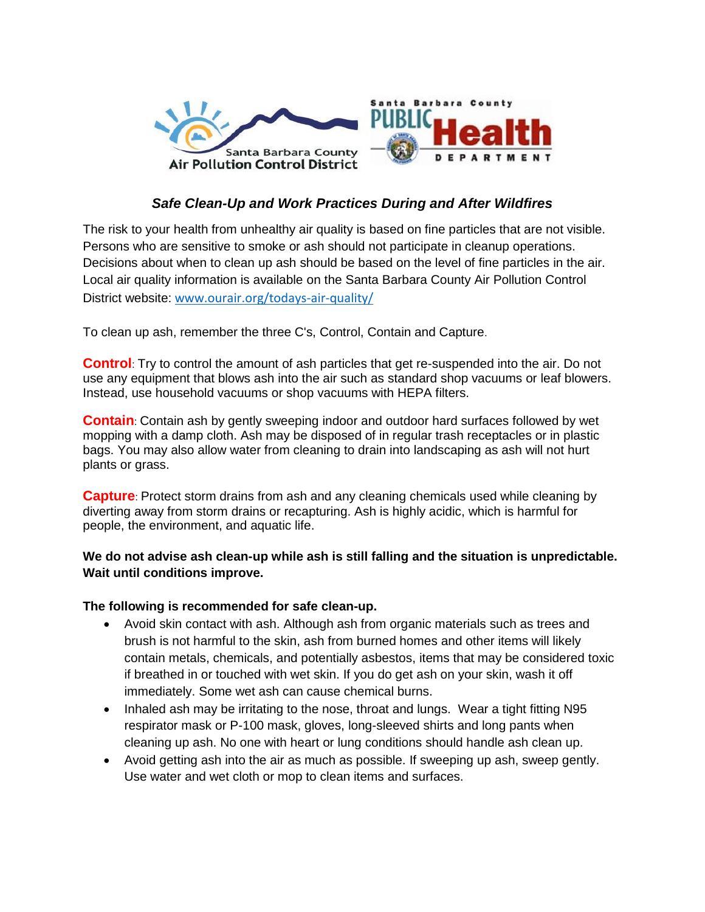Santa Barbara County Air Pollution Control District

Santa Barbara County Public Health Department

## *Safe Clean-Up and Work Practices During and After Wildfires*

The risk to your health from unhealthy air quality is based on fine particles that are not visible. Persons who are sensitive to smoke or ash should not participate in cleanup operations. Decisions about when to clean up ash should be based on the level of fine particles in the air. Local air quality information is available on the Santa Barbara County Air Pollution Control District website: www.ourair.org/todays-air-quality/

To clean up ash, remember the three C's, Control, Contain and Capture.

**Control**: Try to control the amount of ash particles that get re-suspended into the air. Do not use any equipment that blows ash into the air such as standard shop vacuums or leaf blowers. Instead, use household vacuums or shop vacuums with HEPA filters.

**Contain**: Contain ash by gently sweeping indoor and outdoor hard surfaces followed by wet mopping with a damp cloth. Ash may be disposed of in regular trash receptacles or in plastic bags. You may also allow water from cleaning to drain into landscaping as ash will not hurt plants or grass.

**Capture**: Protect storm drains from ash and any cleaning chemicals used while cleaning by diverting away from storm drains or recapturing. Ash is highly acidic, which is harmful for people, the environment, and aquatic life.

**We do not advise ash clean-up while ash is still falling and the situation is unpredictable. Wait until conditions improve.**

**The following is recommended for safe clean-up.**

- Avoid skin contact with ash. Although ash from organic materials such as trees and brush is not harmful to the skin, ash from burned homes and other items will likely contain metals, chemicals, and potentially asbestos, items that may be considered toxic if breathed in or touched with wet skin. If you do get ash on your skin, wash it off immediately. Some wet ash can cause chemical burns.
- Inhaled ash may be irritating to the nose, throat and lungs. Wear a tight fitting N95 respirator mask or P-100 mask, gloves, long-sleeved shirts and long pants when cleaning up ash. No one with heart or lung conditions should handle ash clean up.
- Avoid getting ash into the air as much as possible. If sweeping up ash, sweep gently. Use water and wet cloth or mop to clean items and surfaces.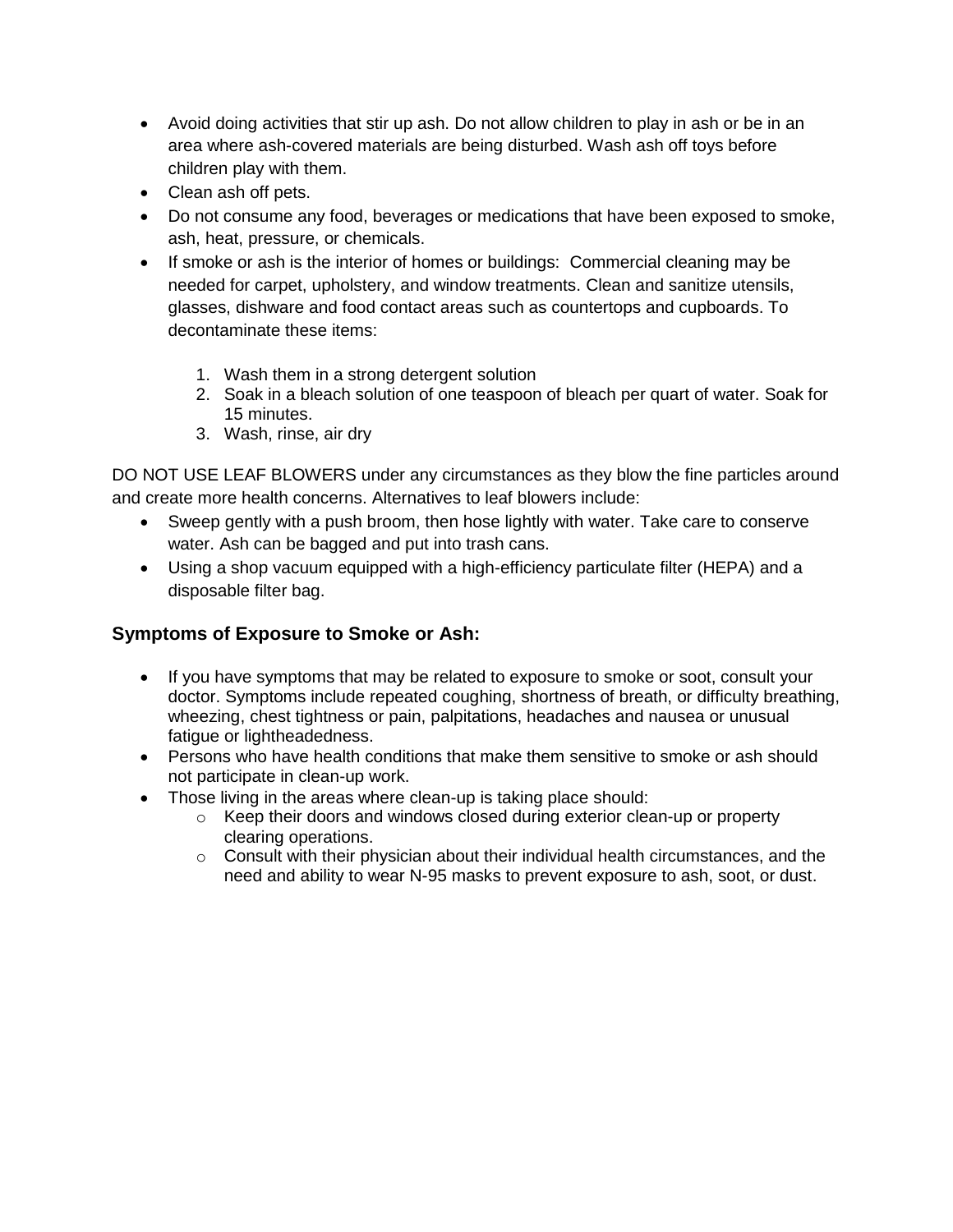- Avoid doing activities that stir up ash. Do not allow children to play in ash or be in an area where ash-covered materials are being disturbed. Wash ash off toys before children play with them.
- Clean ash off pets.
- Do not consume any food, beverages or medications that have been exposed to smoke, ash, heat, pressure, or chemicals.
- If smoke or ash is the interior of homes or buildings: Commercial cleaning may be needed for carpet, upholstery, and window treatments. Clean and sanitize utensils, glasses, dishware and food contact areas such as countertops and cupboards. To decontaminate these items:

  1. Wash them in a strong detergent solution
  2. Soak in a bleach solution of one teaspoon of bleach per quart of water. Soak for 15 minutes.
  3. Wash, rinse, air dry

DO NOT USE LEAF BLOWERS under any circumstances as they blow the fine particles around and create more health concerns. Alternatives to leaf blowers include:

- Sweep gently with a push broom, then hose lightly with water. Take care to conserve water. Ash can be bagged and put into trash cans.
- Using a shop vacuum equipped with a high-efficiency particulate filter (HEPA) and a disposable filter bag.

### Symptoms of Exposure to Smoke or Ash:

- If you have symptoms that may be related to exposure to smoke or soot, consult your doctor. Symptoms include repeated coughing, shortness of breath, or difficulty breathing, wheezing, chest tightness or pain, palpitations, headaches and nausea or unusual fatigue or lightheadedness.
- Persons who have health conditions that make them sensitive to smoke or ash should not participate in clean-up work.
- Those living in the areas where clean-up is taking place should:
  - Keep their doors and windows closed during exterior clean-up or property clearing operations.
  - Consult with their physician about their individual health circumstances, and the need and ability to wear N-95 masks to prevent exposure to ash, soot, or dust.